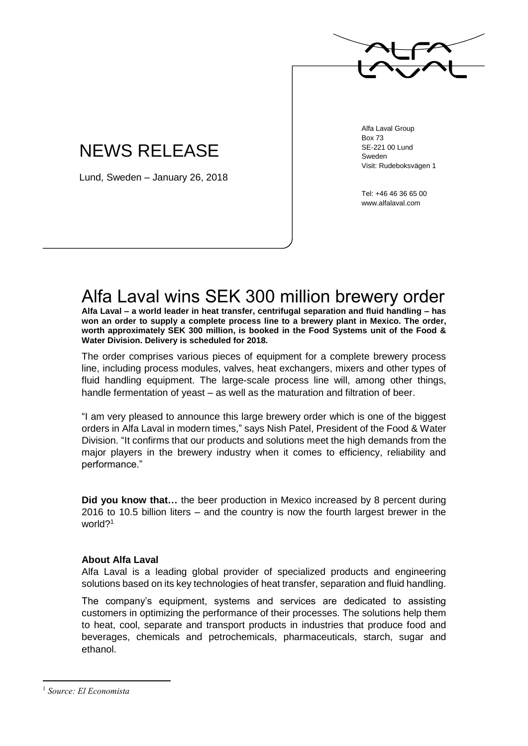# NEWS RELEASE

Lund, Sweden – January 26, 2018

Alfa Laval Group
Box 73
SE-221 00 Lund
Sweden
Visit: Rudeboksvägen 1

Tel: +46 46 36 65 00
www.alfalaval.com

# Alfa Laval wins SEK 300 million brewery order

**Alfa Laval – a world leader in heat transfer, centrifugal separation and fluid handling – has won an order to supply a complete process line to a brewery plant in Mexico. The order, worth approximately SEK 300 million, is booked in the Food Systems unit of the Food & Water Division. Delivery is scheduled for 2018.**

The order comprises various pieces of equipment for a complete brewery process line, including process modules, valves, heat exchangers, mixers and other types of fluid handling equipment. The large-scale process line will, among other things, handle fermentation of yeast – as well as the maturation and filtration of beer.

"I am very pleased to announce this large brewery order which is one of the biggest orders in Alfa Laval in modern times," says Nish Patel, President of the Food & Water Division. "It confirms that our products and solutions meet the high demands from the major players in the brewery industry when it comes to efficiency, reliability and performance."

**Did you know that…** the beer production in Mexico increased by 8 percent during 2016 to 10.5 billion liters – and the country is now the fourth largest brewer in the world?[1]

### About Alfa Laval

Alfa Laval is a leading global provider of specialized products and engineering solutions based on its key technologies of heat transfer, separation and fluid handling.

The company's equipment, systems and services are dedicated to assisting customers in optimizing the performance of their processes. The solutions help them to heat, cool, separate and transport products in industries that produce food and beverages, chemicals and petrochemicals, pharmaceuticals, starch, sugar and ethanol.

---

[1] *Source: El Economista*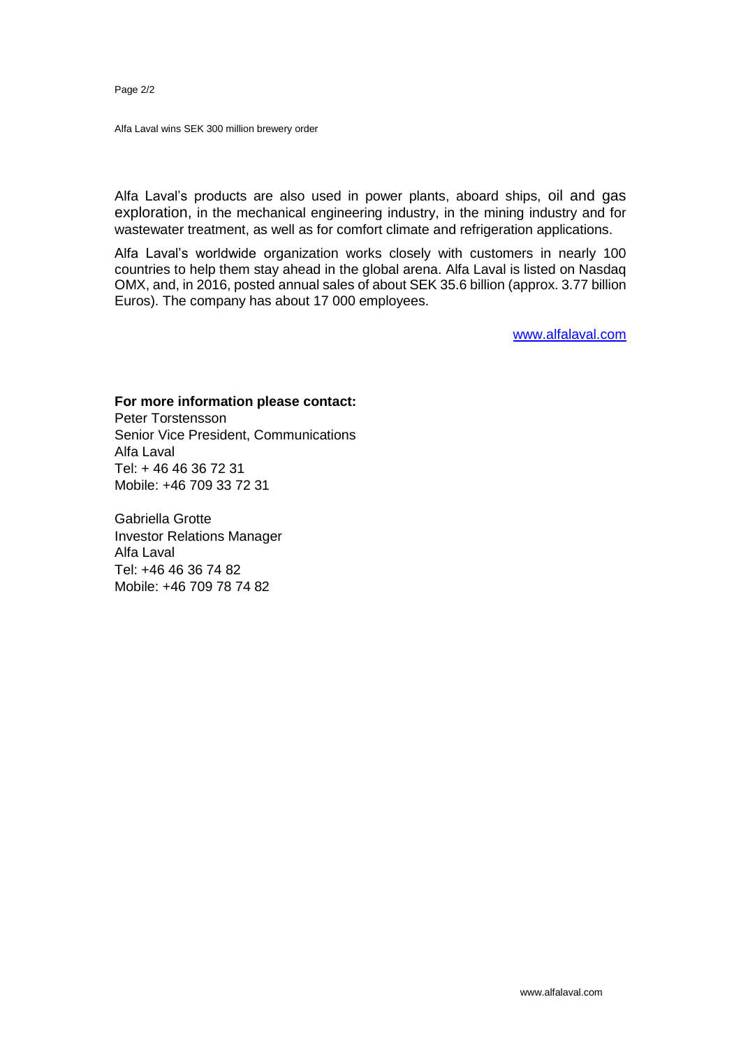Alfa Laval's products are also used in power plants, aboard ships, oil and gas exploration, in the mechanical engineering industry, in the mining industry and for wastewater treatment, as well as for comfort climate and refrigeration applications.

Alfa Laval's worldwide organization works closely with customers in nearly 100 countries to help them stay ahead in the global arena. Alfa Laval is listed on Nasdaq OMX, and, in 2016, posted annual sales of about SEK 35.6 billion (approx. 3.77 billion Euros). The company has about 17 000 employees.

www.alfalaval.com

**For more information please contact:**

Peter Torstensson
Senior Vice President, Communications
Alfa Laval
Tel: + 46 46 36 72 31
Mobile: +46 709 33 72 31

Gabriella Grotte
Investor Relations Manager
Alfa Laval
Tel: +46 46 36 74 82
Mobile: +46 709 78 74 82